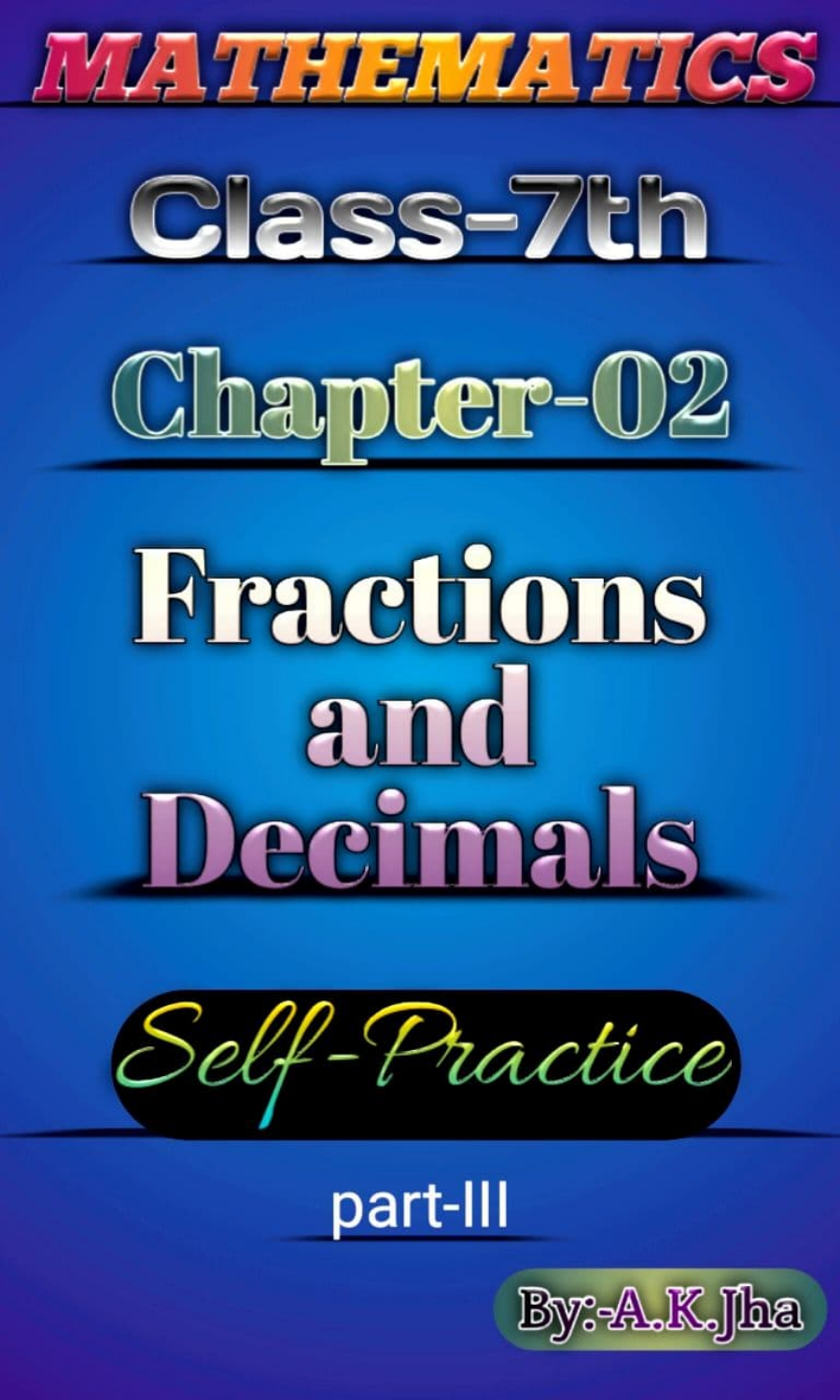# MATHEMATICS

## Class-7th

## Chapter-02

# Fractions and Decimals

### Self-Practice

part-III

By:-A.K.Jha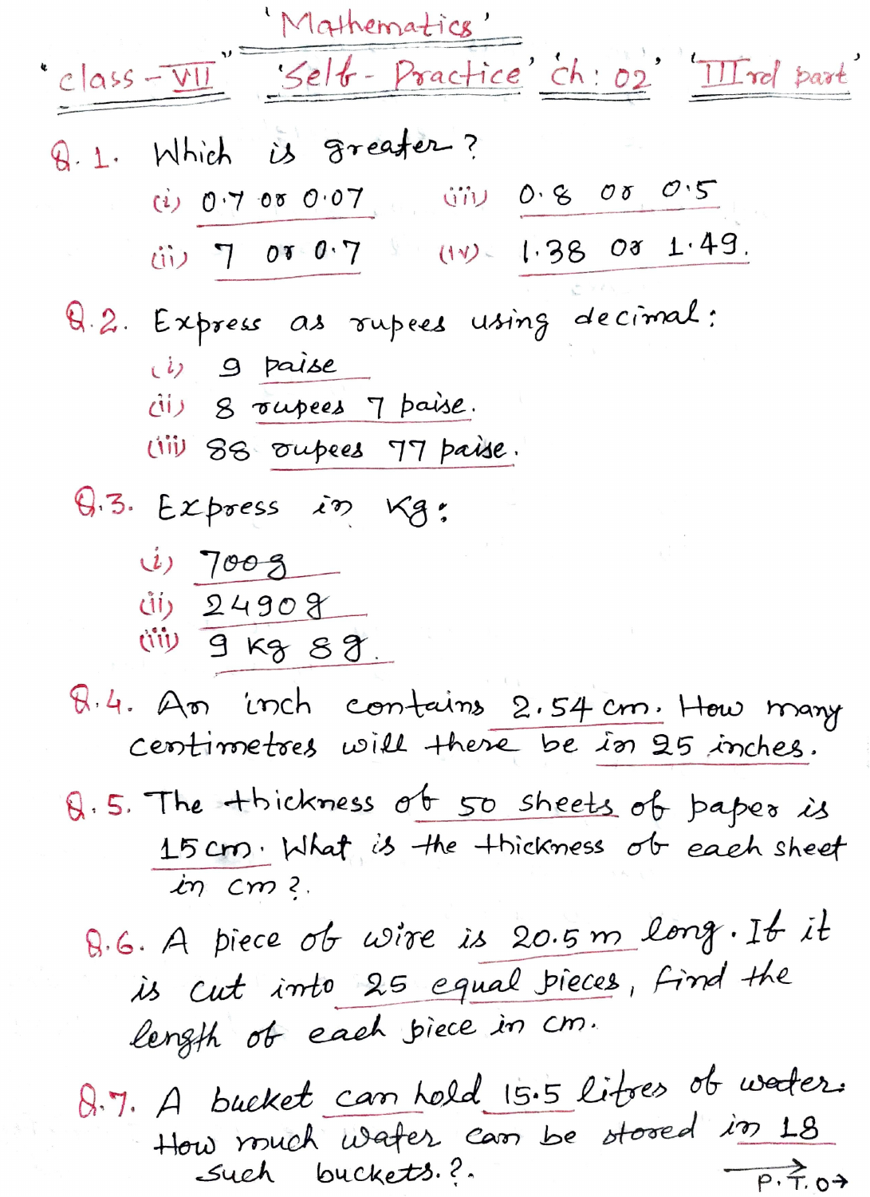# 'Mathematics'

## "class – VII" 'Self - Practice' 'ch: 02' 'IIIrd part'

**Q.1.** Which is greater?

(i) 0.7 or 0.07 (iii) 0.8 or 0.5

(ii) 7 or 0.7 (iv) 1.38 or 1.49.

**Q.2.** Express as rupees using decimal:

(i) 9 paise

(ii) 8 rupees 7 paise.

(iii) 88 rupees 77 paise.

**Q.3.** Express in Kg:

(i) 700g

(ii) 2490g

(iii) 9 kg 8g.

**Q.4.** An inch contains 2.54 cm. How many centimetres will there be in 25 inches.

**Q.5.** The thickness of 50 sheets of paper is 15 cm. What is the thickness of each sheet in cm?.

**Q.6.** A piece of wire is 20.5 m long. If it is cut into 25 equal pieces, find the length of each piece in cm.

**Q.7.** A bucket can hold 15.5 litres of water. How much water can be stored in 18 such buckets.?.

P.T.O→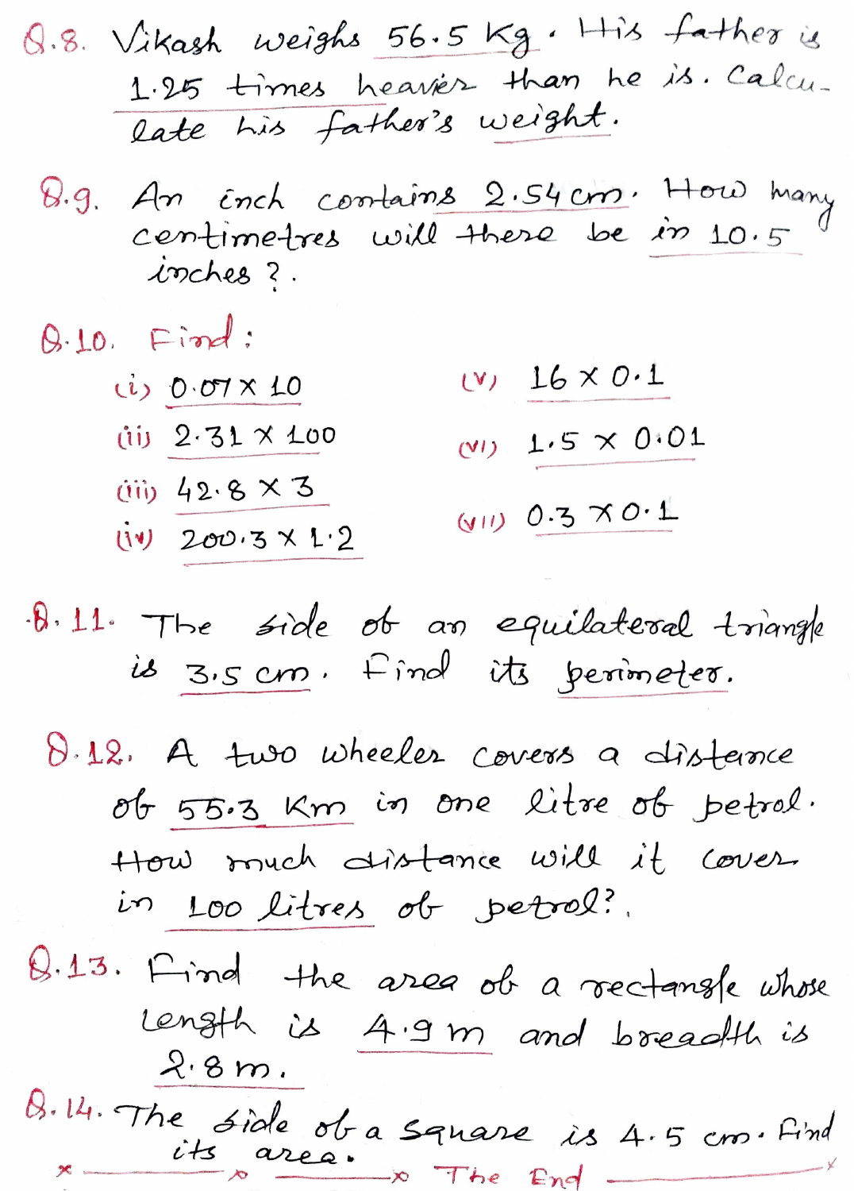Q.8. Vikash weighs 56.5 kg. His father is 1.25 times heavier than he is. Calculate his father's weight.

Q.9. An inch contains 2.54 cm. How many centimetres will there be in 10.5 inches?

Q.10. Find:

(i) $0.07 \times 10$

(ii) $2.31 \times 100$

(iii) $42.8 \times 3$

(iv) $200.3 \times 1.2$

(v) $16 \times 0.1$

(vi) $1.5 \times 0.01$

(vii) $0.3 \times 0.1$

Q.11. The side of an equilateral triangle is 3.5 cm. Find its perimeter.

Q.12. A two wheeler covers a distance of 55.3 km in one litre of petrol. How much distance will it cover in 100 litres of petrol?

Q.13. Find the area of a rectangle whose length is 4.9 m and breadth is 2.8 m.

Q.14. The side of a square is 4.5 cm. Find its area.

The End